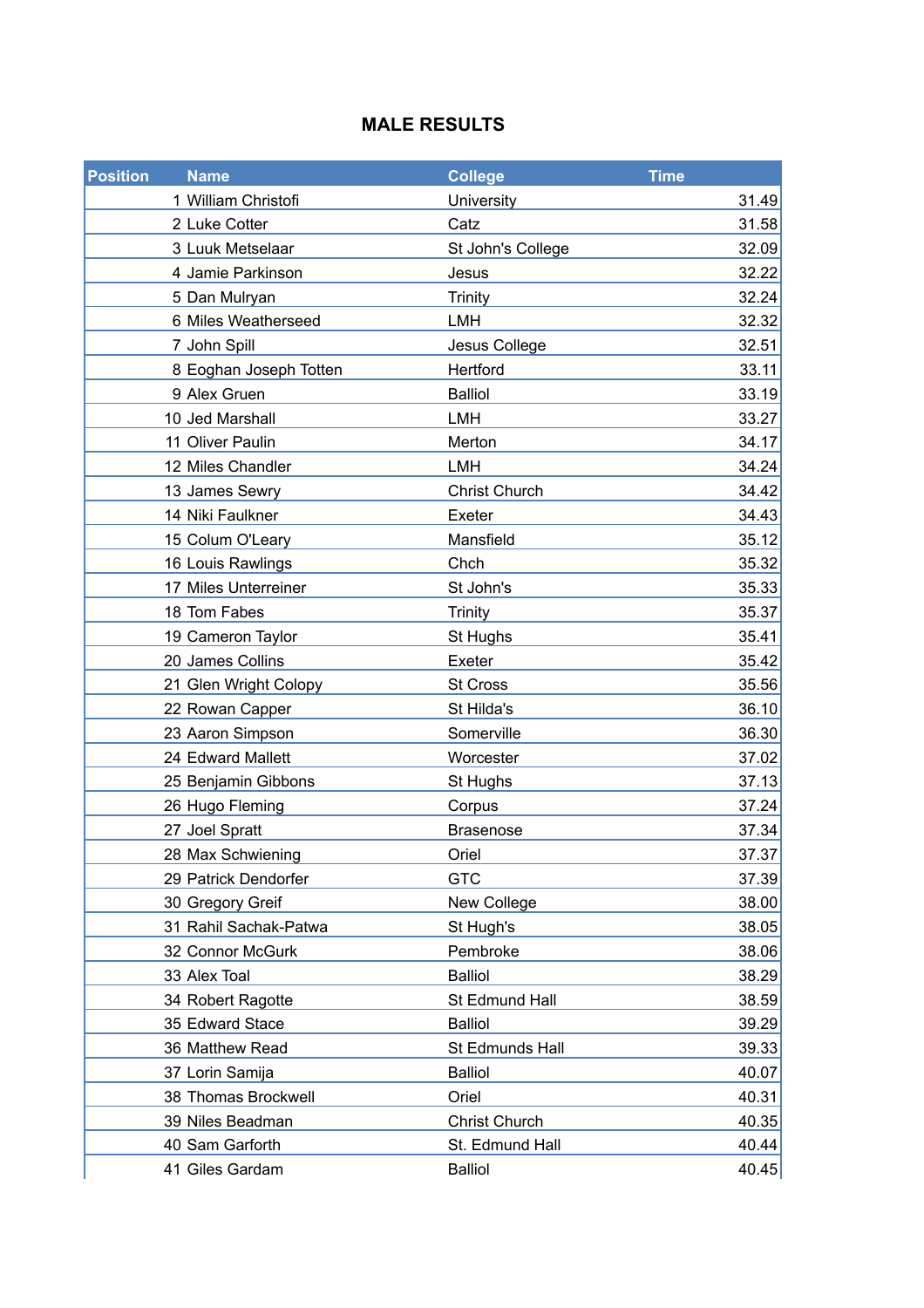# MALE RESULTS

| Position | Name | College | Time |
|---|---|---|---|
| 1 | William Christofi | University | 31.49 |
| 2 | Luke Cotter | Catz | 31.58 |
| 3 | Luuk Metselaar | St John's College | 32.09 |
| 4 | Jamie Parkinson | Jesus | 32.22 |
| 5 | Dan Mulryan | Trinity | 32.24 |
| 6 | Miles Weatherseed | LMH | 32.32 |
| 7 | John Spill | Jesus College | 32.51 |
| 8 | Eoghan Joseph Totten | Hertford | 33.11 |
| 9 | Alex Gruen | Balliol | 33.19 |
| 10 | Jed Marshall | LMH | 33.27 |
| 11 | Oliver Paulin | Merton | 34.17 |
| 12 | Miles Chandler | LMH | 34.24 |
| 13 | James Sewry | Christ Church | 34.42 |
| 14 | Niki Faulkner | Exeter | 34.43 |
| 15 | Colum O'Leary | Mansfield | 35.12 |
| 16 | Louis Rawlings | Chch | 35.32 |
| 17 | Miles Unterreiner | St John's | 35.33 |
| 18 | Tom Fabes | Trinity | 35.37 |
| 19 | Cameron Taylor | St Hughs | 35.41 |
| 20 | James Collins | Exeter | 35.42 |
| 21 | Glen Wright Colopy | St Cross | 35.56 |
| 22 | Rowan Capper | St Hilda's | 36.10 |
| 23 | Aaron Simpson | Somerville | 36.30 |
| 24 | Edward Mallett | Worcester | 37.02 |
| 25 | Benjamin Gibbons | St Hughs | 37.13 |
| 26 | Hugo Fleming | Corpus | 37.24 |
| 27 | Joel Spratt | Brasenose | 37.34 |
| 28 | Max Schwiening | Oriel | 37.37 |
| 29 | Patrick Dendorfer | GTC | 37.39 |
| 30 | Gregory Greif | New College | 38.00 |
| 31 | Rahil Sachak-Patwa | St Hugh's | 38.05 |
| 32 | Connor McGurk | Pembroke | 38.06 |
| 33 | Alex Toal | Balliol | 38.29 |
| 34 | Robert Ragotte | St Edmund Hall | 38.59 |
| 35 | Edward Stace | Balliol | 39.29 |
| 36 | Matthew Read | St Edmunds Hall | 39.33 |
| 37 | Lorin Samija | Balliol | 40.07 |
| 38 | Thomas Brockwell | Oriel | 40.31 |
| 39 | Niles Beadman | Christ Church | 40.35 |
| 40 | Sam Garforth | St. Edmund Hall | 40.44 |
| 41 | Giles Gardam | Balliol | 40.45 |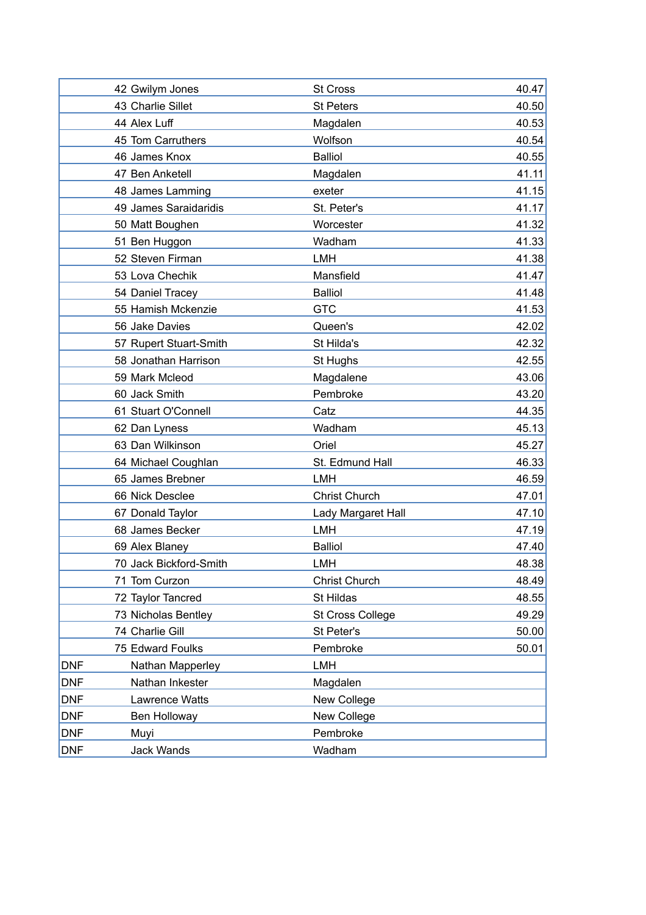|  |  |  |  |
|---|---|---|---|
|  | 42 Gwilym Jones | St Cross | 40.47 |
|  | 43 Charlie Sillet | St Peters | 40.50 |
|  | 44 Alex Luff | Magdalen | 40.53 |
|  | 45 Tom Carruthers | Wolfson | 40.54 |
|  | 46 James Knox | Balliol | 40.55 |
|  | 47 Ben Anketell | Magdalen | 41.11 |
|  | 48 James Lamming | exeter | 41.15 |
|  | 49 James Saraidaridis | St. Peter's | 41.17 |
|  | 50 Matt Boughen | Worcester | 41.32 |
|  | 51 Ben Huggon | Wadham | 41.33 |
|  | 52 Steven Firman | LMH | 41.38 |
|  | 53 Lova Chechik | Mansfield | 41.47 |
|  | 54 Daniel Tracey | Balliol | 41.48 |
|  | 55 Hamish Mckenzie | GTC | 41.53 |
|  | 56 Jake Davies | Queen's | 42.02 |
|  | 57 Rupert Stuart-Smith | St Hilda's | 42.32 |
|  | 58 Jonathan Harrison | St Hughs | 42.55 |
|  | 59 Mark Mcleod | Magdalene | 43.06 |
|  | 60 Jack Smith | Pembroke | 43.20 |
|  | 61 Stuart O'Connell | Catz | 44.35 |
|  | 62 Dan Lyness | Wadham | 45.13 |
|  | 63 Dan Wilkinson | Oriel | 45.27 |
|  | 64 Michael Coughlan | St. Edmund Hall | 46.33 |
|  | 65 James Brebner | LMH | 46.59 |
|  | 66 Nick Desclee | Christ Church | 47.01 |
|  | 67 Donald Taylor | Lady Margaret Hall | 47.10 |
|  | 68 James Becker | LMH | 47.19 |
|  | 69 Alex Blaney | Balliol | 47.40 |
|  | 70 Jack Bickford-Smith | LMH | 48.38 |
|  | 71 Tom Curzon | Christ Church | 48.49 |
|  | 72 Taylor Tancred | St Hildas | 48.55 |
|  | 73 Nicholas Bentley | St Cross College | 49.29 |
|  | 74 Charlie Gill | St Peter's | 50.00 |
|  | 75 Edward Foulks | Pembroke | 50.01 |
| DNF | Nathan Mapperley | LMH |  |
| DNF | Nathan Inkester | Magdalen |  |
| DNF | Lawrence Watts | New College |  |
| DNF | Ben Holloway | New College |  |
| DNF | Muyi | Pembroke |  |
| DNF | Jack Wands | Wadham |  |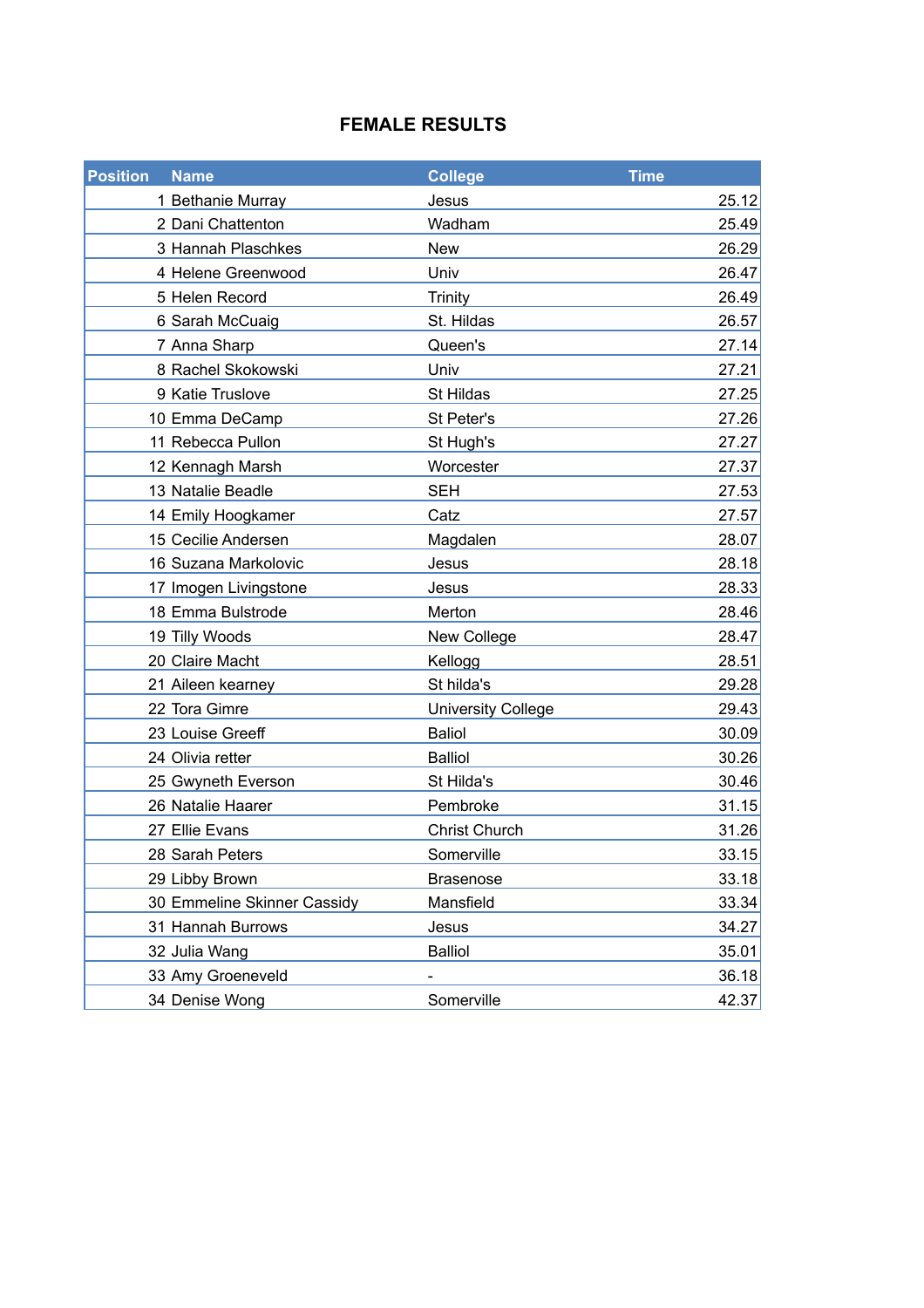# FEMALE RESULTS

| Position | Name | College | Time |
|---|---|---|---|
| 1 | Bethanie Murray | Jesus | 25.12 |
| 2 | Dani Chattenton | Wadham | 25.49 |
| 3 | Hannah Plaschkes | New | 26.29 |
| 4 | Helene Greenwood | Univ | 26.47 |
| 5 | Helen Record | Trinity | 26.49 |
| 6 | Sarah McCuaig | St. Hildas | 26.57 |
| 7 | Anna Sharp | Queen's | 27.14 |
| 8 | Rachel Skokowski | Univ | 27.21 |
| 9 | Katie Truslove | St Hildas | 27.25 |
| 10 | Emma DeCamp | St Peter's | 27.26 |
| 11 | Rebecca Pullon | St Hugh's | 27.27 |
| 12 | Kennagh Marsh | Worcester | 27.37 |
| 13 | Natalie Beadle | SEH | 27.53 |
| 14 | Emily Hoogkamer | Catz | 27.57 |
| 15 | Cecilie Andersen | Magdalen | 28.07 |
| 16 | Suzana Markolovic | Jesus | 28.18 |
| 17 | Imogen Livingstone | Jesus | 28.33 |
| 18 | Emma Bulstrode | Merton | 28.46 |
| 19 | Tilly Woods | New College | 28.47 |
| 20 | Claire Macht | Kellogg | 28.51 |
| 21 | Aileen kearney | St hilda's | 29.28 |
| 22 | Tora Gimre | University College | 29.43 |
| 23 | Louise Greeff | Baliol | 30.09 |
| 24 | Olivia retter | Balliol | 30.26 |
| 25 | Gwyneth Everson | St Hilda's | 30.46 |
| 26 | Natalie Haarer | Pembroke | 31.15 |
| 27 | Ellie Evans | Christ Church | 31.26 |
| 28 | Sarah Peters | Somerville | 33.15 |
| 29 | Libby Brown | Brasenose | 33.18 |
| 30 | Emmeline Skinner Cassidy | Mansfield | 33.34 |
| 31 | Hannah Burrows | Jesus | 34.27 |
| 32 | Julia Wang | Balliol | 35.01 |
| 33 | Amy Groeneveld | - | 36.18 |
| 34 | Denise Wong | Somerville | 42.37 |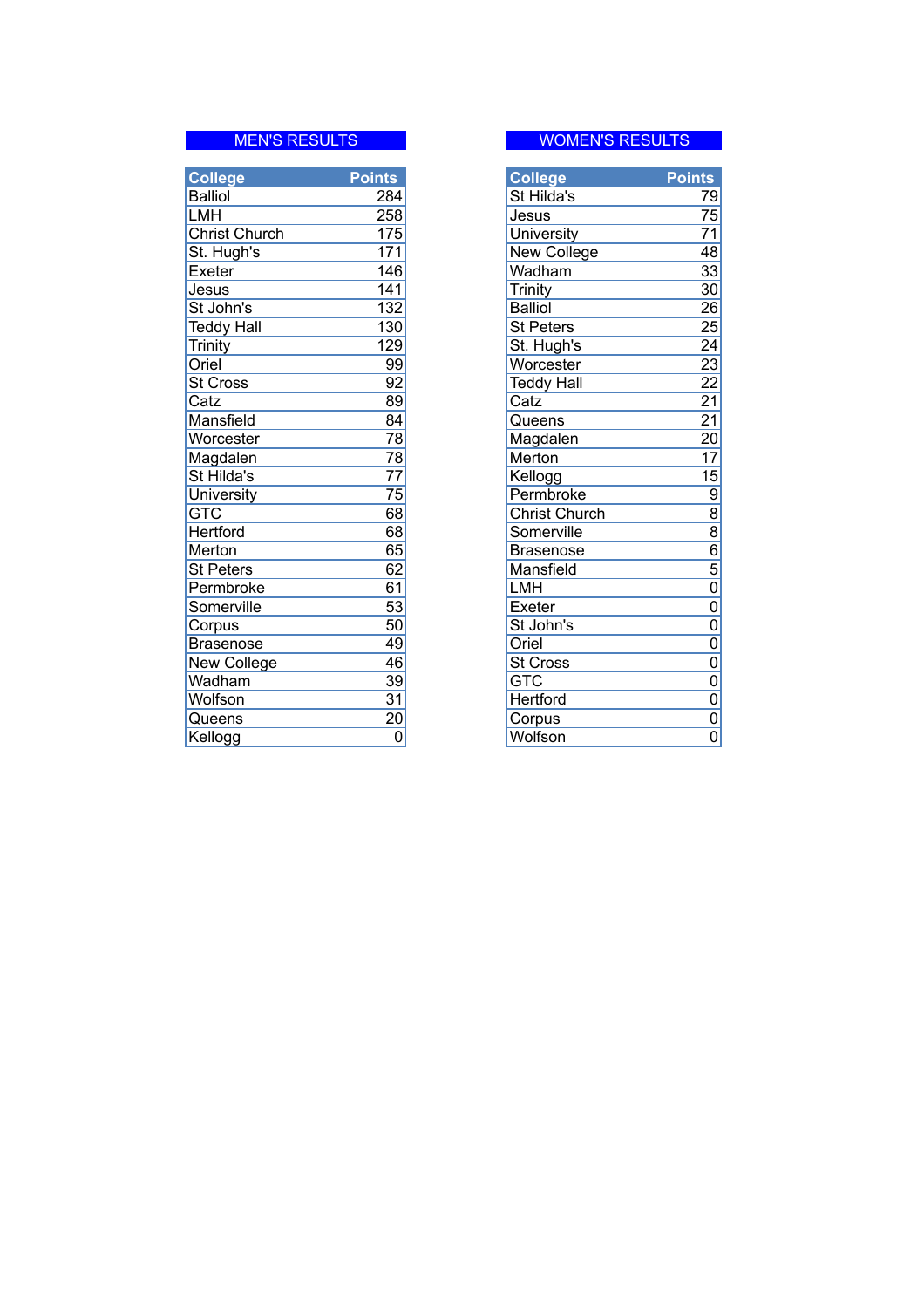## MEN'S RESULTS

| College | Points |
|---|---|
| Balliol | 284 |
| LMH | 258 |
| Christ Church | 175 |
| St. Hugh's | 171 |
| Exeter | 146 |
| Jesus | 141 |
| St John's | 132 |
| Teddy Hall | 130 |
| Trinity | 129 |
| Oriel | 99 |
| St Cross | 92 |
| Catz | 89 |
| Mansfield | 84 |
| Worcester | 78 |
| Magdalen | 78 |
| St Hilda's | 77 |
| University | 75 |
| GTC | 68 |
| Hertford | 68 |
| Merton | 65 |
| St Peters | 62 |
| Permbroke | 61 |
| Somerville | 53 |
| Corpus | 50 |
| Brasenose | 49 |
| New College | 46 |
| Wadham | 39 |
| Wolfson | 31 |
| Queens | 20 |
| Kellogg | 0 |

## WOMEN'S RESULTS

| College | Points |
|---|---|
| St Hilda's | 79 |
| Jesus | 75 |
| University | 71 |
| New College | 48 |
| Wadham | 33 |
| Trinity | 30 |
| Balliol | 26 |
| St Peters | 25 |
| St. Hugh's | 24 |
| Worcester | 23 |
| Teddy Hall | 22 |
| Catz | 21 |
| Queens | 21 |
| Magdalen | 20 |
| Merton | 17 |
| Kellogg | 15 |
| Permbroke | 9 |
| Christ Church | 8 |
| Somerville | 8 |
| Brasenose | 6 |
| Mansfield | 5 |
| LMH | 0 |
| Exeter | 0 |
| St John's | 0 |
| Oriel | 0 |
| St Cross | 0 |
| GTC | 0 |
| Hertford | 0 |
| Corpus | 0 |
| Wolfson | 0 |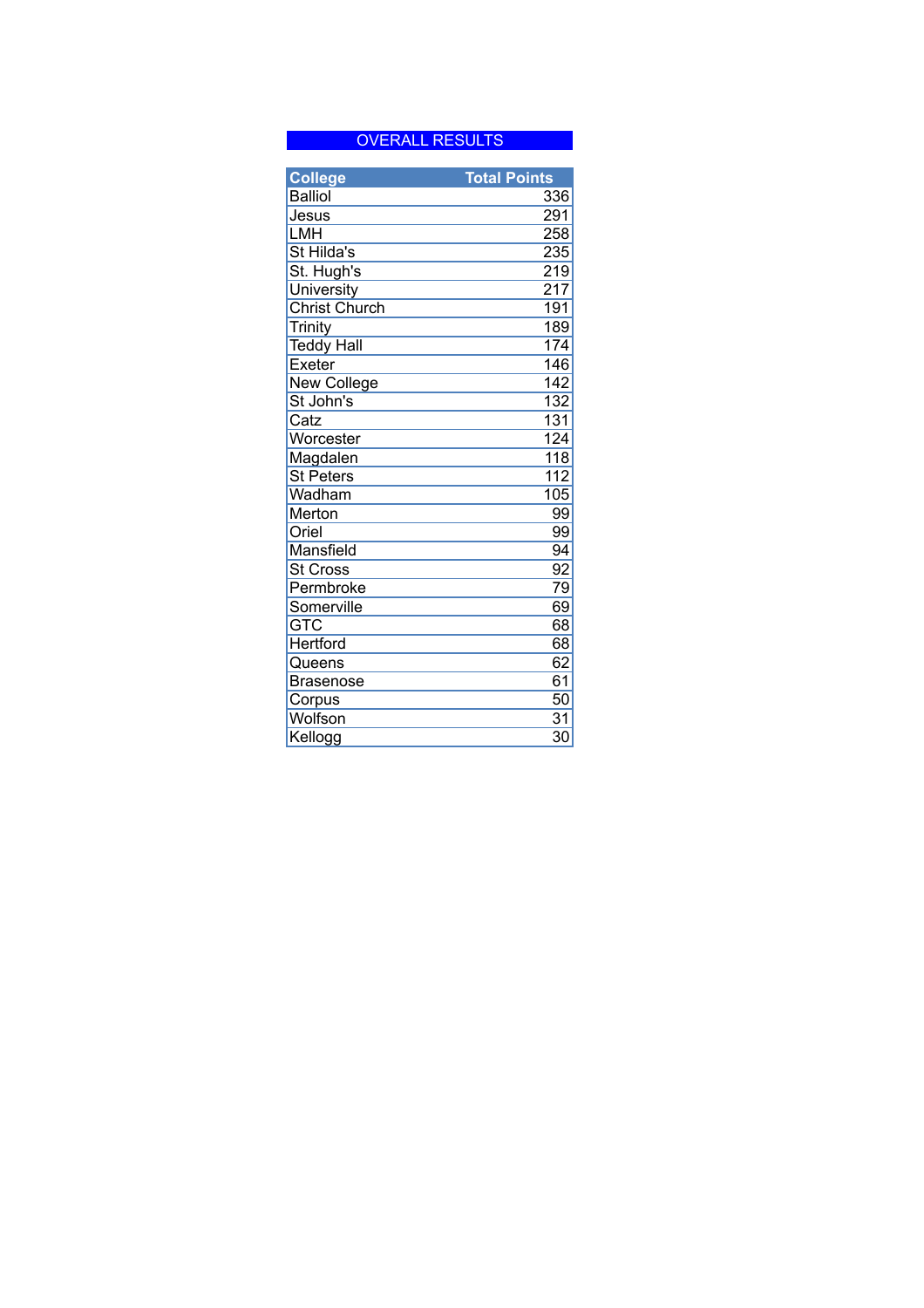OVERALL RESULTS

| College | Total Points |
|---|---|
| Balliol | 336 |
| Jesus | 291 |
| LMH | 258 |
| St Hilda's | 235 |
| St. Hugh's | 219 |
| University | 217 |
| Christ Church | 191 |
| Trinity | 189 |
| Teddy Hall | 174 |
| Exeter | 146 |
| New College | 142 |
| St John's | 132 |
| Catz | 131 |
| Worcester | 124 |
| Magdalen | 118 |
| St Peters | 112 |
| Wadham | 105 |
| Merton | 99 |
| Oriel | 99 |
| Mansfield | 94 |
| St Cross | 92 |
| Permbroke | 79 |
| Somerville | 69 |
| GTC | 68 |
| Hertford | 68 |
| Queens | 62 |
| Brasenose | 61 |
| Corpus | 50 |
| Wolfson | 31 |
| Kellogg | 30 |